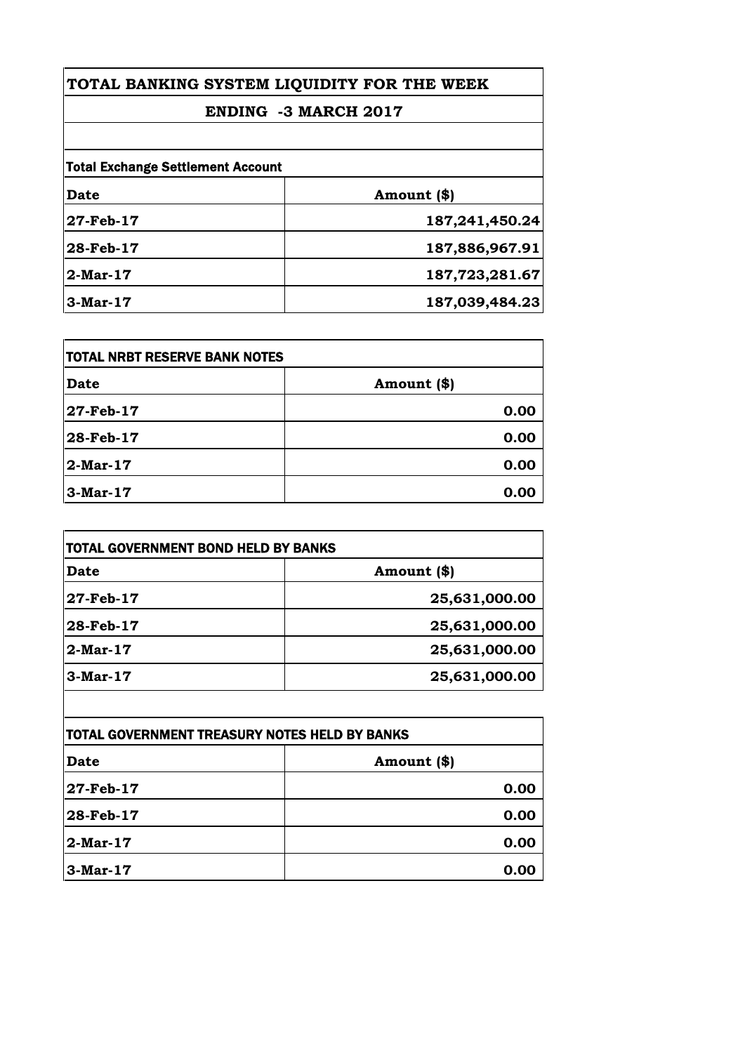# TOTAL BANKING SYSTEM LIQUIDITY FOR THE WEEK

## ENDING -3 MARCH 2017

| Total Exchange Settlement Account | |
|---|---|
| **Date** | **Amount ($)** |
| **27-Feb-17** | **187,241,450.24** |
| **28-Feb-17** | **187,886,967.91** |
| **2-Mar-17** | **187,723,281.67** |
| **3-Mar-17** | **187,039,484.23** |

| TOTAL NRBT RESERVE BANK NOTES | |
|---|---|
| **Date** | **Amount ($)** |
| **27-Feb-17** | **0.00** |
| **28-Feb-17** | **0.00** |
| **2-Mar-17** | **0.00** |
| **3-Mar-17** | **0.00** |

| TOTAL GOVERNMENT BOND HELD BY BANKS | |
|---|---|
| **Date** | **Amount ($)** |
| **27-Feb-17** | **25,631,000.00** |
| **28-Feb-17** | **25,631,000.00** |
| **2-Mar-17** | **25,631,000.00** |
| **3-Mar-17** | **25,631,000.00** |

| TOTAL GOVERNMENT TREASURY NOTES HELD BY BANKS | |
|---|---|
| **Date** | **Amount ($)** |
| **27-Feb-17** | **0.00** |
| **28-Feb-17** | **0.00** |
| **2-Mar-17** | **0.00** |
| **3-Mar-17** | **0.00** |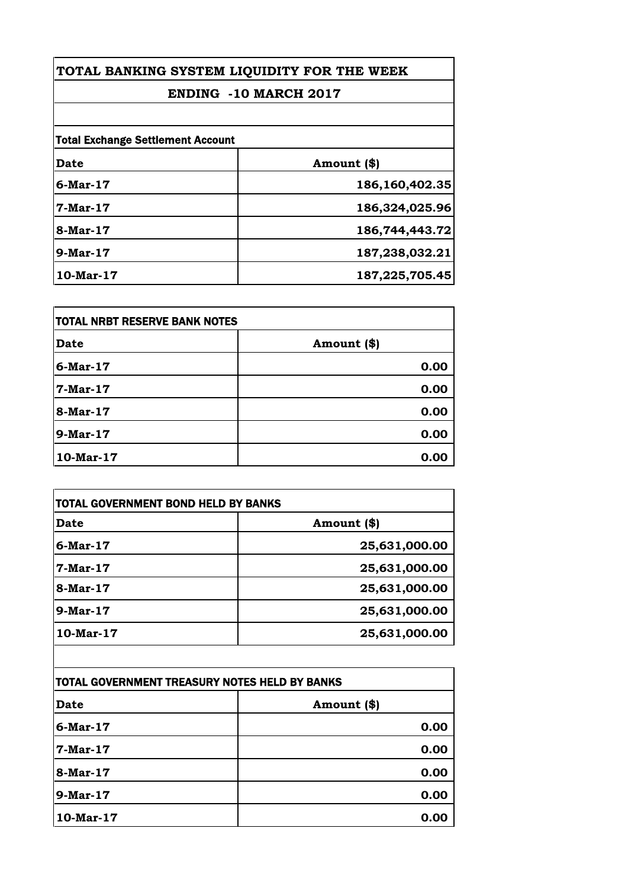# TOTAL BANKING SYSTEM LIQUIDITY FOR THE WEEK

## ENDING -10 MARCH 2017

**Total Exchange Settlement Account**

| Date | Amount ($) |
|---|---|
| 6-Mar-17 | 186,160,402.35 |
| 7-Mar-17 | 186,324,025.96 |
| 8-Mar-17 | 186,744,443.72 |
| 9-Mar-17 | 187,238,032.21 |
| 10-Mar-17 | 187,225,705.45 |

**TOTAL NRBT RESERVE BANK NOTES**

| Date | Amount ($) |
|---|---|
| 6-Mar-17 | 0.00 |
| 7-Mar-17 | 0.00 |
| 8-Mar-17 | 0.00 |
| 9-Mar-17 | 0.00 |
| 10-Mar-17 | 0.00 |

**TOTAL GOVERNMENT BOND HELD BY BANKS**

| Date | Amount ($) |
|---|---|
| 6-Mar-17 | 25,631,000.00 |
| 7-Mar-17 | 25,631,000.00 |
| 8-Mar-17 | 25,631,000.00 |
| 9-Mar-17 | 25,631,000.00 |
| 10-Mar-17 | 25,631,000.00 |

**TOTAL GOVERNMENT TREASURY NOTES HELD BY BANKS**

| Date | Amount ($) |
|---|---|
| 6-Mar-17 | 0.00 |
| 7-Mar-17 | 0.00 |
| 8-Mar-17 | 0.00 |
| 9-Mar-17 | 0.00 |
| 10-Mar-17 | 0.00 |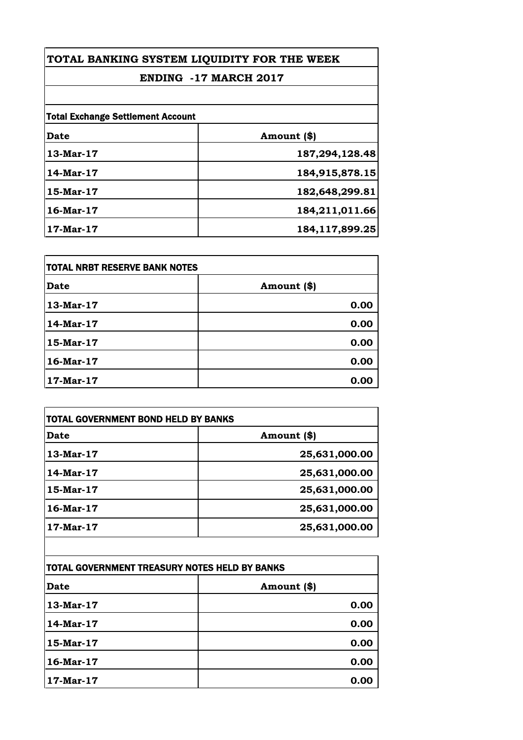# TOTAL BANKING SYSTEM LIQUIDITY FOR THE WEEK

## ENDING -17 MARCH 2017

### Total Exchange Settlement Account

| Date | Amount ($) |
|---|---|
| 13-Mar-17 | 187,294,128.48 |
| 14-Mar-17 | 184,915,878.15 |
| 15-Mar-17 | 182,648,299.81 |
| 16-Mar-17 | 184,211,011.66 |
| 17-Mar-17 | 184,117,899.25 |

### TOTAL NRBT RESERVE BANK NOTES

| Date | Amount ($) |
|---|---|
| 13-Mar-17 | 0.00 |
| 14-Mar-17 | 0.00 |
| 15-Mar-17 | 0.00 |
| 16-Mar-17 | 0.00 |
| 17-Mar-17 | 0.00 |

### TOTAL GOVERNMENT BOND HELD BY BANKS

| Date | Amount ($) |
|---|---|
| 13-Mar-17 | 25,631,000.00 |
| 14-Mar-17 | 25,631,000.00 |
| 15-Mar-17 | 25,631,000.00 |
| 16-Mar-17 | 25,631,000.00 |
| 17-Mar-17 | 25,631,000.00 |

### TOTAL GOVERNMENT TREASURY NOTES HELD BY BANKS

| Date | Amount ($) |
|---|---|
| 13-Mar-17 | 0.00 |
| 14-Mar-17 | 0.00 |
| 15-Mar-17 | 0.00 |
| 16-Mar-17 | 0.00 |
| 17-Mar-17 | 0.00 |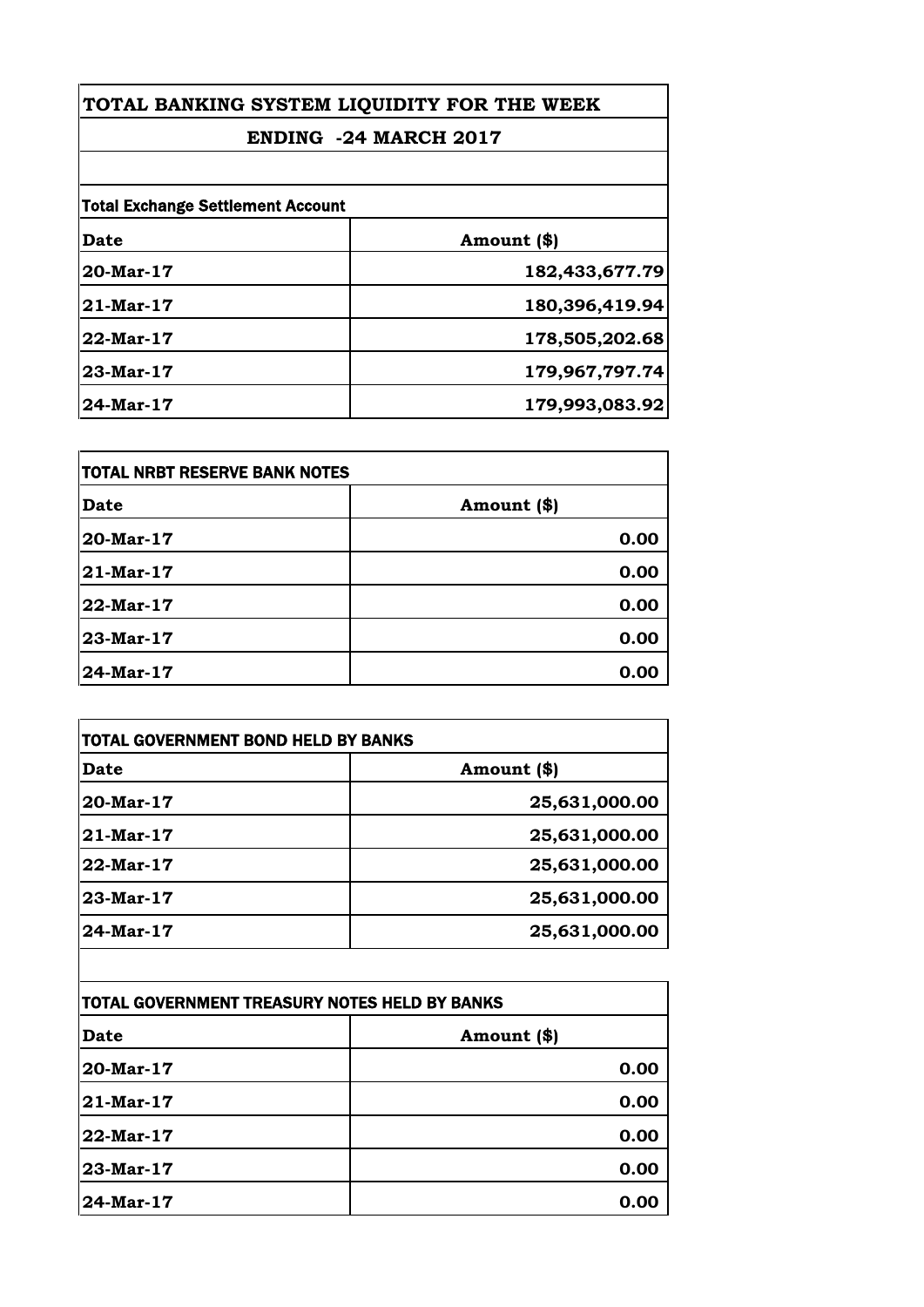# TOTAL BANKING SYSTEM LIQUIDITY FOR THE WEEK

## ENDING -24 MARCH 2017

**Total Exchange Settlement Account**

| Date | Amount ($) |
|---|---|
| 20-Mar-17 | 182,433,677.79 |
| 21-Mar-17 | 180,396,419.94 |
| 22-Mar-17 | 178,505,202.68 |
| 23-Mar-17 | 179,967,797.74 |
| 24-Mar-17 | 179,993,083.92 |

**TOTAL NRBT RESERVE BANK NOTES**

| Date | Amount ($) |
|---|---|
| 20-Mar-17 | 0.00 |
| 21-Mar-17 | 0.00 |
| 22-Mar-17 | 0.00 |
| 23-Mar-17 | 0.00 |
| 24-Mar-17 | 0.00 |

**TOTAL GOVERNMENT BOND HELD BY BANKS**

| Date | Amount ($) |
|---|---|
| 20-Mar-17 | 25,631,000.00 |
| 21-Mar-17 | 25,631,000.00 |
| 22-Mar-17 | 25,631,000.00 |
| 23-Mar-17 | 25,631,000.00 |
| 24-Mar-17 | 25,631,000.00 |

**TOTAL GOVERNMENT TREASURY NOTES HELD BY BANKS**

| Date | Amount ($) |
|---|---|
| 20-Mar-17 | 0.00 |
| 21-Mar-17 | 0.00 |
| 22-Mar-17 | 0.00 |
| 23-Mar-17 | 0.00 |
| 24-Mar-17 | 0.00 |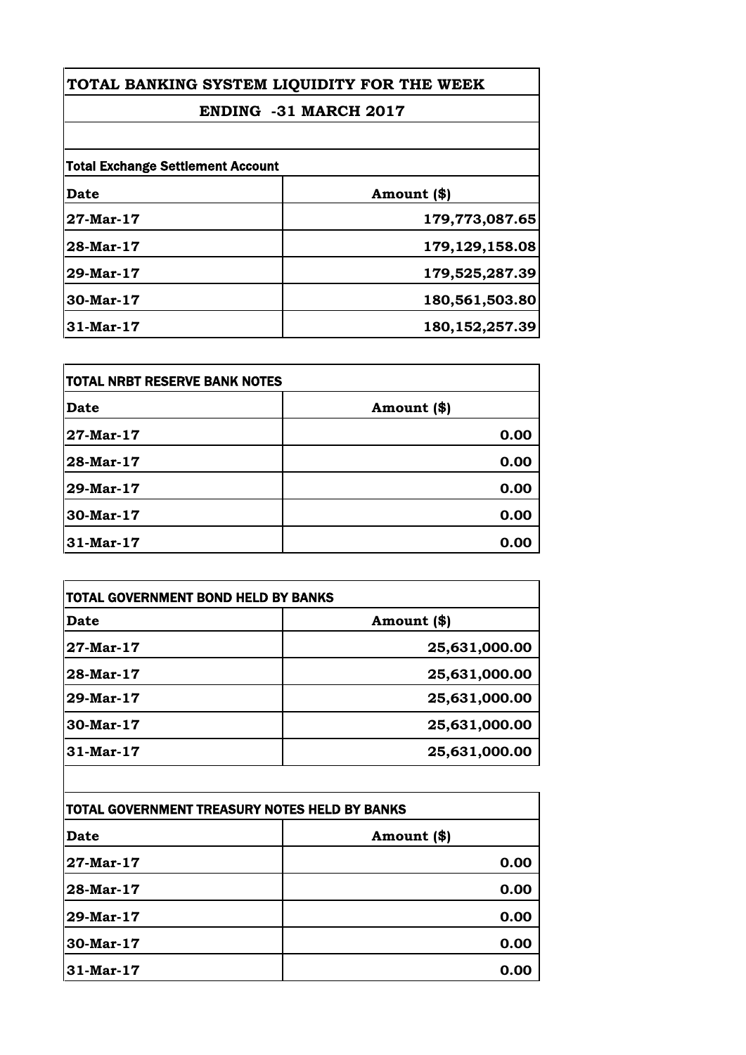# TOTAL BANKING SYSTEM LIQUIDITY FOR THE WEEK

## ENDING -31 MARCH 2017

**Total Exchange Settlement Account**

| Date | Amount ($) |
| --- | --- |
| 27-Mar-17 | 179,773,087.65 |
| 28-Mar-17 | 179,129,158.08 |
| 29-Mar-17 | 179,525,287.39 |
| 30-Mar-17 | 180,561,503.80 |
| 31-Mar-17 | 180,152,257.39 |

**TOTAL NRBT RESERVE BANK NOTES**

| Date | Amount ($) |
| --- | --- |
| 27-Mar-17 | 0.00 |
| 28-Mar-17 | 0.00 |
| 29-Mar-17 | 0.00 |
| 30-Mar-17 | 0.00 |
| 31-Mar-17 | 0.00 |

**TOTAL GOVERNMENT BOND HELD BY BANKS**

| Date | Amount ($) |
| --- | --- |
| 27-Mar-17 | 25,631,000.00 |
| 28-Mar-17 | 25,631,000.00 |
| 29-Mar-17 | 25,631,000.00 |
| 30-Mar-17 | 25,631,000.00 |
| 31-Mar-17 | 25,631,000.00 |

**TOTAL GOVERNMENT TREASURY NOTES HELD BY BANKS**

| Date | Amount ($) |
| --- | --- |
| 27-Mar-17 | 0.00 |
| 28-Mar-17 | 0.00 |
| 29-Mar-17 | 0.00 |
| 30-Mar-17 | 0.00 |
| 31-Mar-17 | 0.00 |